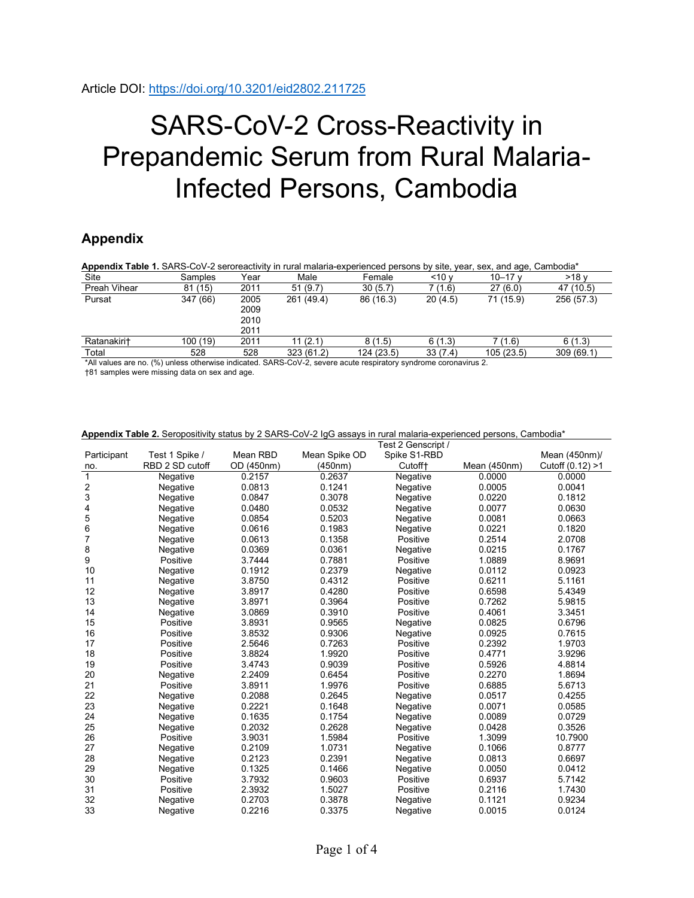Article DOI: https://doi.org/10.3201/eid2802.211725

# SARS-CoV-2 Cross-Reactivity in Prepandemic Serum from Rural Malaria-Infected Persons, Cambodia

## Appendix

**Appendix Table 1.** SARS-CoV-2 seroreactivity in rural malaria-experienced persons by site, year, sex, and age, Cambodia*

| Site | Samples | Year | Male | Female | <10 y | 10–17 y | >18 y |
|---|---|---|---|---|---|---|---|
| Preah Vihear | 81 (15) | 2011 | 51 (9.7) | 30 (5.7) | 7 (1.6) | 27 (6.0) | 47 (10.5) |
| Pursat | 347 (66) | 2005<br>2009<br>2010<br>2011 | 261 (49.4) | 86 (16.3) | 20 (4.5) | 71 (15.9) | 256 (57.3) |
| Ratanakiri† | 100 (19) | 2011 | 11 (2.1) | 8 (1.5) | 6 (1.3) | 7 (1.6) | 6 (1.3) |
| Total | 528 | 528 | 323 (61.2) | 124 (23.5) | 33 (7.4) | 105 (23.5) | 309 (69.1) |

*All values are no. (%) unless otherwise indicated. SARS-CoV-2, severe acute respiratory syndrome coronavirus 2.
†81 samples were missing data on sex and age.

**Appendix Table 2.** Seropositivity status by 2 SARS-CoV-2 IgG assays in rural malaria-experienced persons, Cambodia*

| Participant no. | Test 1 Spike / RBD 2 SD cutoff | Mean RBD OD (450nm) | Mean Spike OD (450nm) | Test 2 Genscript / Spike S1-RBD Cutoff† | Mean (450nm) | Mean (450nm)/ Cutoff (0.12) >1 |
|---|---|---|---|---|---|---|
| 1 | Negative | 0.2157 | 0.2637 | Negative | 0.0000 | 0.0000 |
| 2 | Negative | 0.0813 | 0.1241 | Negative | 0.0005 | 0.0041 |
| 3 | Negative | 0.0847 | 0.3078 | Negative | 0.0220 | 0.1812 |
| 4 | Negative | 0.0480 | 0.0532 | Negative | 0.0077 | 0.0630 |
| 5 | Negative | 0.0854 | 0.5203 | Negative | 0.0081 | 0.0663 |
| 6 | Negative | 0.0616 | 0.1983 | Negative | 0.0221 | 0.1820 |
| 7 | Negative | 0.0613 | 0.1358 | Positive | 0.2514 | 2.0708 |
| 8 | Negative | 0.0369 | 0.0361 | Negative | 0.0215 | 0.1767 |
| 9 | Positive | 3.7444 | 0.7881 | Positive | 1.0889 | 8.9691 |
| 10 | Negative | 0.1912 | 0.2379 | Negative | 0.0112 | 0.0923 |
| 11 | Negative | 3.8750 | 0.4312 | Positive | 0.6211 | 5.1161 |
| 12 | Negative | 3.8917 | 0.4280 | Positive | 0.6598 | 5.4349 |
| 13 | Negative | 3.8971 | 0.3964 | Positive | 0.7262 | 5.9815 |
| 14 | Negative | 3.0869 | 0.3910 | Positive | 0.4061 | 3.3451 |
| 15 | Positive | 3.8931 | 0.9565 | Negative | 0.0825 | 0.6796 |
| 16 | Positive | 3.8532 | 0.9306 | Negative | 0.0925 | 0.7615 |
| 17 | Positive | 2.5646 | 0.7263 | Positive | 0.2392 | 1.9703 |
| 18 | Positive | 3.8824 | 1.9920 | Positive | 0.4771 | 3.9296 |
| 19 | Positive | 3.4743 | 0.9039 | Positive | 0.5926 | 4.8814 |
| 20 | Negative | 2.2409 | 0.6454 | Positive | 0.2270 | 1.8694 |
| 21 | Positive | 3.8911 | 1.9976 | Positive | 0.6885 | 5.6713 |
| 22 | Negative | 0.2088 | 0.2645 | Negative | 0.0517 | 0.4255 |
| 23 | Negative | 0.2221 | 0.1648 | Negative | 0.0071 | 0.0585 |
| 24 | Negative | 0.1635 | 0.1754 | Negative | 0.0089 | 0.0729 |
| 25 | Negative | 0.2032 | 0.2628 | Negative | 0.0428 | 0.3526 |
| 26 | Positive | 3.9031 | 1.5984 | Positive | 1.3099 | 10.7900 |
| 27 | Negative | 0.2109 | 1.0731 | Negative | 0.1066 | 0.8777 |
| 28 | Negative | 0.2123 | 0.2391 | Negative | 0.0813 | 0.6697 |
| 29 | Negative | 0.1325 | 0.1466 | Negative | 0.0050 | 0.0412 |
| 30 | Positive | 3.7932 | 0.9603 | Positive | 0.6937 | 5.7142 |
| 31 | Positive | 2.3932 | 1.5027 | Positive | 0.2116 | 1.7430 |
| 32 | Negative | 0.2703 | 0.3878 | Negative | 0.1121 | 0.9234 |
| 33 | Negative | 0.2216 | 0.3375 | Negative | 0.0015 | 0.0124 |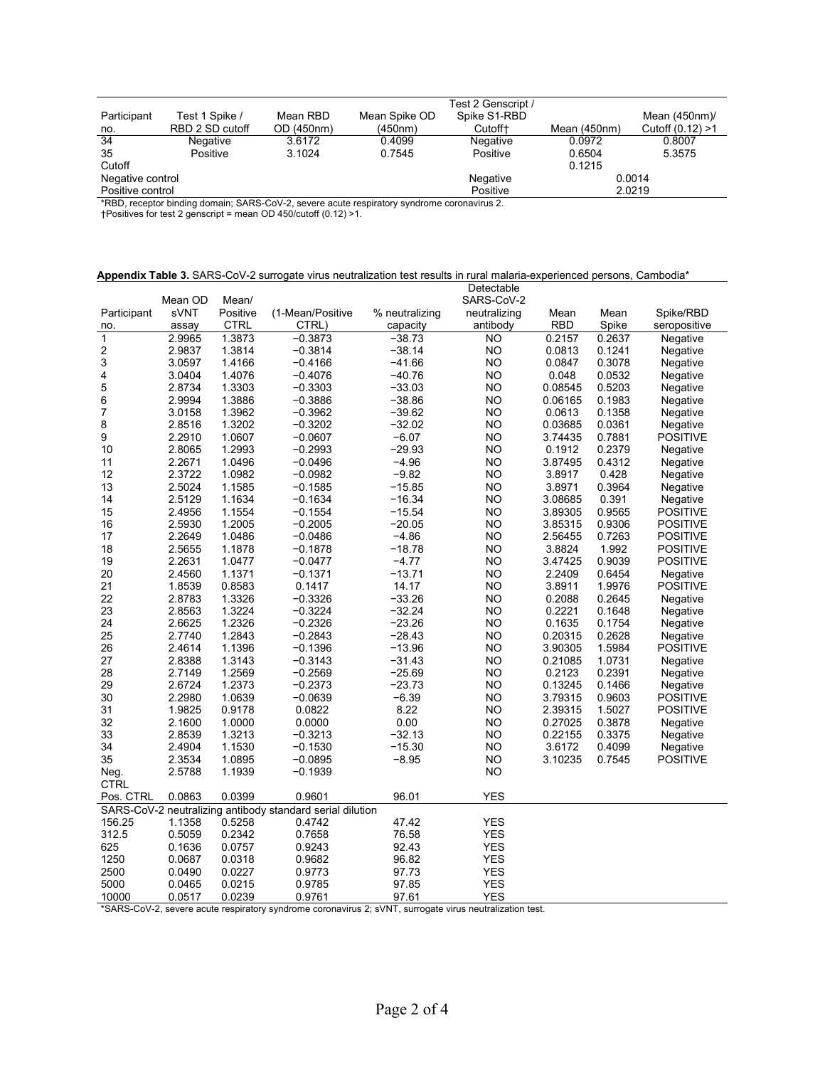| Participant no. | Test 1 Spike / RBD 2 SD cutoff | Mean RBD OD (450nm) | Mean Spike OD (450nm) | Test 2 Genscript / Spike S1-RBD Cutoff† | Mean (450nm) | Mean (450nm)/ Cutoff (0.12) >1 |
|---|---|---|---|---|---|---|
| 34 | Negative | 3.6172 | 0.4099 | Negative | 0.0972 | 0.8007 |
| 35 | Positive | 3.1024 | 0.7545 | Positive | 0.6504 | 5.3575 |
| Cutoff | | | | | 0.1215 | |
| Negative control | | | | Negative | 0.0014 | |
| Positive control | | | | Positive | 2.0219 | |

*RBD, receptor binding domain; SARS-CoV-2, severe acute respiratory syndrome coronavirus 2.
†Positives for test 2 genscript = mean OD 450/cutoff (0.12) >1.

**Appendix Table 3.** SARS-CoV-2 surrogate virus neutralization test results in rural malaria-experienced persons, Cambodia*

| Participant no. | Mean OD sVNT assay | Mean/ Positive CTRL | (1-Mean/Positive CTRL) | % neutralizing capacity | Detectable SARS-CoV-2 neutralizing antibody | Mean RBD | Mean Spike | Spike/RBD seropositive |
|---|---|---|---|---|---|---|---|---|
| 1 | 2.9965 | 1.3873 | −0.3873 | −38.73 | NO | 0.2157 | 0.2637 | Negative |
| 2 | 2.9837 | 1.3814 | −0.3814 | −38.14 | NO | 0.0813 | 0.1241 | Negative |
| 3 | 3.0597 | 1.4166 | −0.4166 | −41.66 | NO | 0.0847 | 0.3078 | Negative |
| 4 | 3.0404 | 1.4076 | −0.4076 | −40.76 | NO | 0.048 | 0.0532 | Negative |
| 5 | 2.8734 | 1.3303 | −0.3303 | −33.03 | NO | 0.08545 | 0.5203 | Negative |
| 6 | 2.9994 | 1.3886 | −0.3886 | −38.86 | NO | 0.06165 | 0.1983 | Negative |
| 7 | 3.0158 | 1.3962 | −0.3962 | −39.62 | NO | 0.0613 | 0.1358 | Negative |
| 8 | 2.8516 | 1.3202 | −0.3202 | −32.02 | NO | 0.03685 | 0.0361 | Negative |
| 9 | 2.2910 | 1.0607 | −0.0607 | −6.07 | NO | 3.74435 | 0.7881 | POSITIVE |
| 10 | 2.8065 | 1.2993 | −0.2993 | −29.93 | NO | 0.1912 | 0.2379 | Negative |
| 11 | 2.2671 | 1.0496 | −0.0496 | −4.96 | NO | 3.87495 | 0.4312 | Negative |
| 12 | 2.3722 | 1.0982 | −0.0982 | −9.82 | NO | 3.8917 | 0.428 | Negative |
| 13 | 2.5024 | 1.1585 | −0.1585 | −15.85 | NO | 3.8971 | 0.3964 | Negative |
| 14 | 2.5129 | 1.1634 | −0.1634 | −16.34 | NO | 3.08685 | 0.391 | Negative |
| 15 | 2.4956 | 1.1554 | −0.1554 | −15.54 | NO | 3.89305 | 0.9565 | POSITIVE |
| 16 | 2.5930 | 1.2005 | −0.2005 | −20.05 | NO | 3.85315 | 0.9306 | POSITIVE |
| 17 | 2.2649 | 1.0486 | −0.0486 | −4.86 | NO | 2.56455 | 0.7263 | POSITIVE |
| 18 | 2.5655 | 1.1878 | −0.1878 | −18.78 | NO | 3.8824 | 1.992 | POSITIVE |
| 19 | 2.2631 | 1.0477 | −0.0477 | −4.77 | NO | 3.47425 | 0.9039 | POSITIVE |
| 20 | 2.4560 | 1.1371 | −0.1371 | −13.71 | NO | 2.2409 | 0.6454 | Negative |
| 21 | 1.8539 | 0.8583 | 0.1417 | 14.17 | NO | 3.8911 | 1.9976 | POSITIVE |
| 22 | 2.8783 | 1.3326 | −0.3326 | −33.26 | NO | 0.2088 | 0.2645 | Negative |
| 23 | 2.8563 | 1.3224 | −0.3224 | −32.24 | NO | 0.2221 | 0.1648 | Negative |
| 24 | 2.6625 | 1.2326 | −0.2326 | −23.26 | NO | 0.1635 | 0.1754 | Negative |
| 25 | 2.7740 | 1.2843 | −0.2843 | −28.43 | NO | 0.20315 | 0.2628 | Negative |
| 26 | 2.4614 | 1.1396 | −0.1396 | −13.96 | NO | 3.90305 | 1.5984 | POSITIVE |
| 27 | 2.8388 | 1.3143 | −0.3143 | −31.43 | NO | 0.21085 | 1.0731 | Negative |
| 28 | 2.7149 | 1.2569 | −0.2569 | −25.69 | NO | 0.2123 | 0.2391 | Negative |
| 29 | 2.6724 | 1.2373 | −0.2373 | −23.73 | NO | 0.13245 | 0.1466 | Negative |
| 30 | 2.2980 | 1.0639 | −0.0639 | −6.39 | NO | 3.79315 | 0.9603 | POSITIVE |
| 31 | 1.9825 | 0.9178 | 0.0822 | 8.22 | NO | 2.39315 | 1.5027 | POSITIVE |
| 32 | 2.1600 | 1.0000 | 0.0000 | 0.00 | NO | 0.27025 | 0.3878 | Negative |
| 33 | 2.8539 | 1.3213 | −0.3213 | −32.13 | NO | 0.22155 | 0.3375 | Negative |
| 34 | 2.4904 | 1.1530 | −0.1530 | −15.30 | NO | 3.6172 | 0.4099 | Negative |
| 35 | 2.3534 | 1.0895 | −0.0895 | −8.95 | NO | 3.10235 | 0.7545 | POSITIVE |
| Neg. CTRL | 2.5788 | 1.1939 | −0.1939 | | NO | | | |
| Pos. CTRL | 0.0863 | 0.0399 | 0.9601 | 96.01 | YES | | | |
| SARS-CoV-2 neutralizing antibody standard serial dilution | | | | | | | | |
| 156.25 | 1.1358 | 0.5258 | 0.4742 | 47.42 | YES | | | |
| 312.5 | 0.5059 | 0.2342 | 0.7658 | 76.58 | YES | | | |
| 625 | 0.1636 | 0.0757 | 0.9243 | 92.43 | YES | | | |
| 1250 | 0.0687 | 0.0318 | 0.9682 | 96.82 | YES | | | |
| 2500 | 0.0490 | 0.0227 | 0.9773 | 97.73 | YES | | | |
| 5000 | 0.0465 | 0.0215 | 0.9785 | 97.85 | YES | | | |
| 10000 | 0.0517 | 0.0239 | 0.9761 | 97.61 | YES | | | |

*SARS-CoV-2, severe acute respiratory syndrome coronavirus 2; sVNT, surrogate virus neutralization test.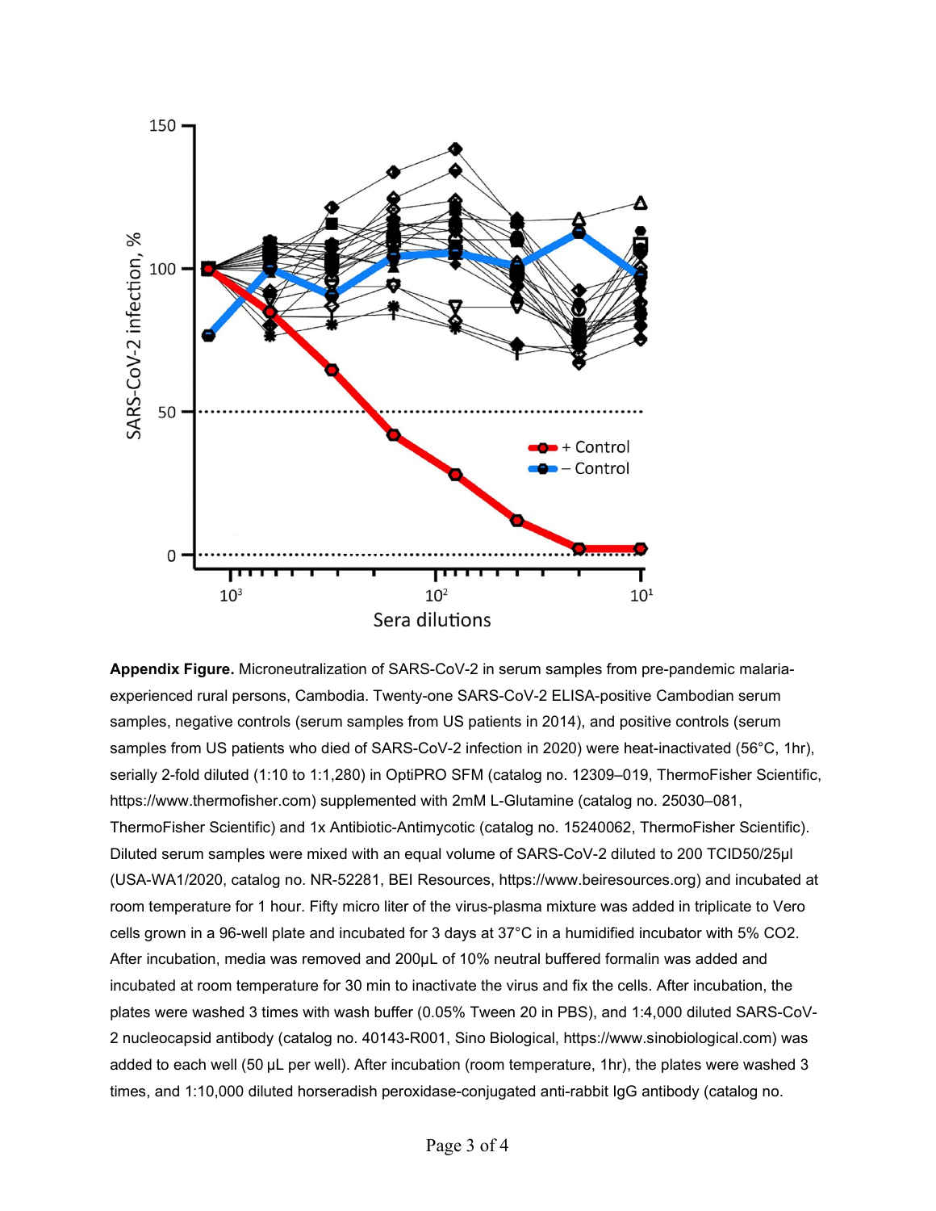**Appendix Figure.** Microneutralization of SARS-CoV-2 in serum samples from pre-pandemic malaria-experienced rural persons, Cambodia. Twenty-one SARS-CoV-2 ELISA-positive Cambodian serum samples, negative controls (serum samples from US patients in 2014), and positive controls (serum samples from US patients who died of SARS-CoV-2 infection in 2020) were heat-inactivated (56°C, 1hr), serially 2-fold diluted (1:10 to 1:1,280) in OptiPRO SFM (catalog no. 12309–019, ThermoFisher Scientific, https://www.thermofisher.com) supplemented with 2mM L-Glutamine (catalog no. 25030–081, ThermoFisher Scientific) and 1x Antibiotic-Antimycotic (catalog no. 15240062, ThermoFisher Scientific). Diluted serum samples were mixed with an equal volume of SARS-CoV-2 diluted to 200 TCID50/25μl (USA-WA1/2020, catalog no. NR-52281, BEI Resources, https://www.beiresources.org) and incubated at room temperature for 1 hour. Fifty micro liter of the virus-plasma mixture was added in triplicate to Vero cells grown in a 96-well plate and incubated for 3 days at 37°C in a humidified incubator with 5% $CO_2$. After incubation, media was removed and 200μL of 10% neutral buffered formalin was added and incubated at room temperature for 30 min to inactivate the virus and fix the cells. After incubation, the plates were washed 3 times with wash buffer (0.05% Tween 20 in PBS), and 1:4,000 diluted SARS-CoV-2 nucleocapsid antibody (catalog no. 40143-R001, Sino Biological, https://www.sinobiological.com) was added to each well (50 μL per well). After incubation (room temperature, 1hr), the plates were washed 3 times, and 1:10,000 diluted horseradish peroxidase-conjugated anti-rabbit IgG antibody (catalog no.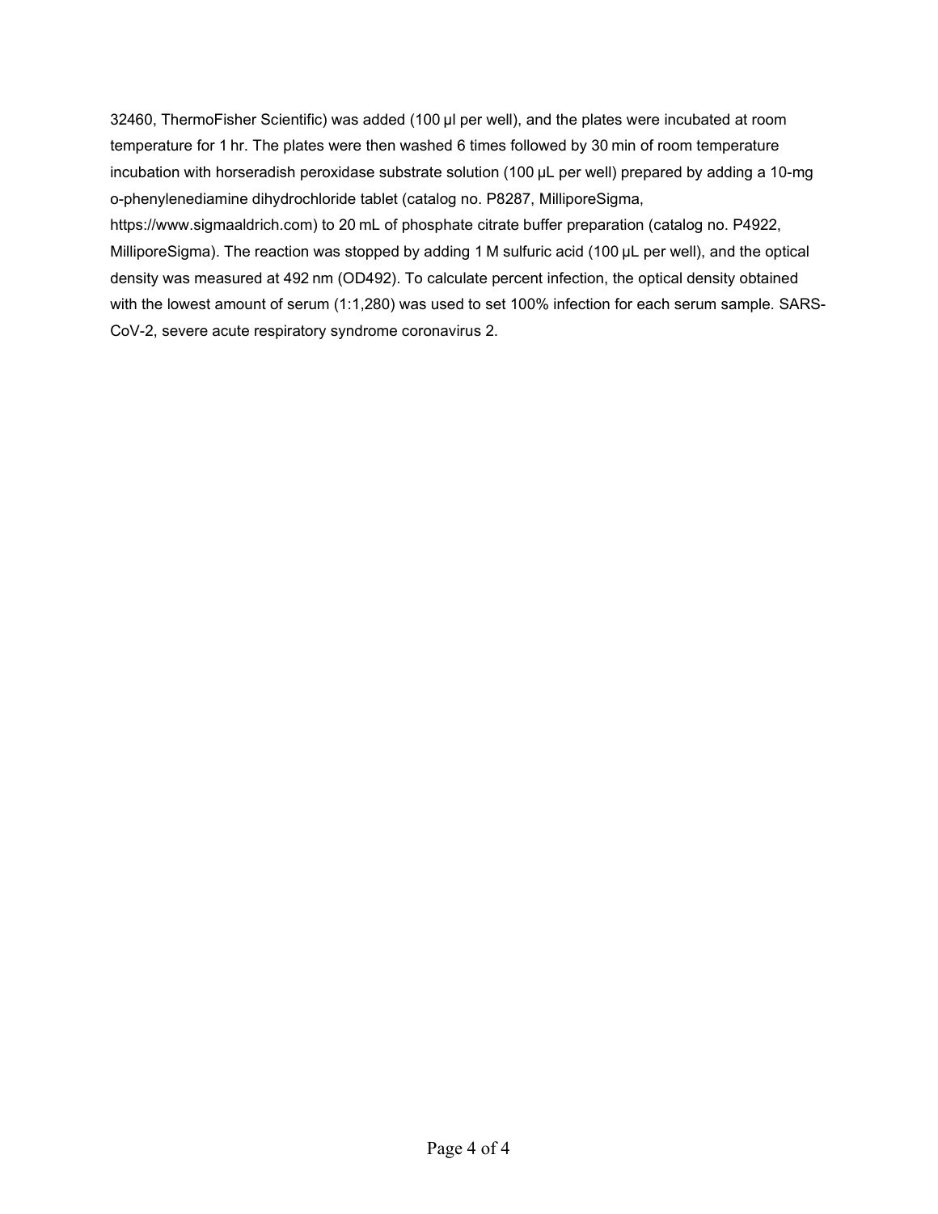32460, ThermoFisher Scientific) was added (100 µl per well), and the plates were incubated at room temperature for 1 hr. The plates were then washed 6 times followed by 30 min of room temperature incubation with horseradish peroxidase substrate solution (100 µL per well) prepared by adding a 10-mg o-phenylenediamine dihydrochloride tablet (catalog no. P8287, MilliporeSigma, https://www.sigmaaldrich.com) to 20 mL of phosphate citrate buffer preparation (catalog no. P4922, MilliporeSigma). The reaction was stopped by adding 1 M sulfuric acid (100 µL per well), and the optical density was measured at 492 nm ($OD_{492}$). To calculate percent infection, the optical density obtained with the lowest amount of serum (1:1,280) was used to set 100% infection for each serum sample. SARS-CoV-2, severe acute respiratory syndrome coronavirus 2.